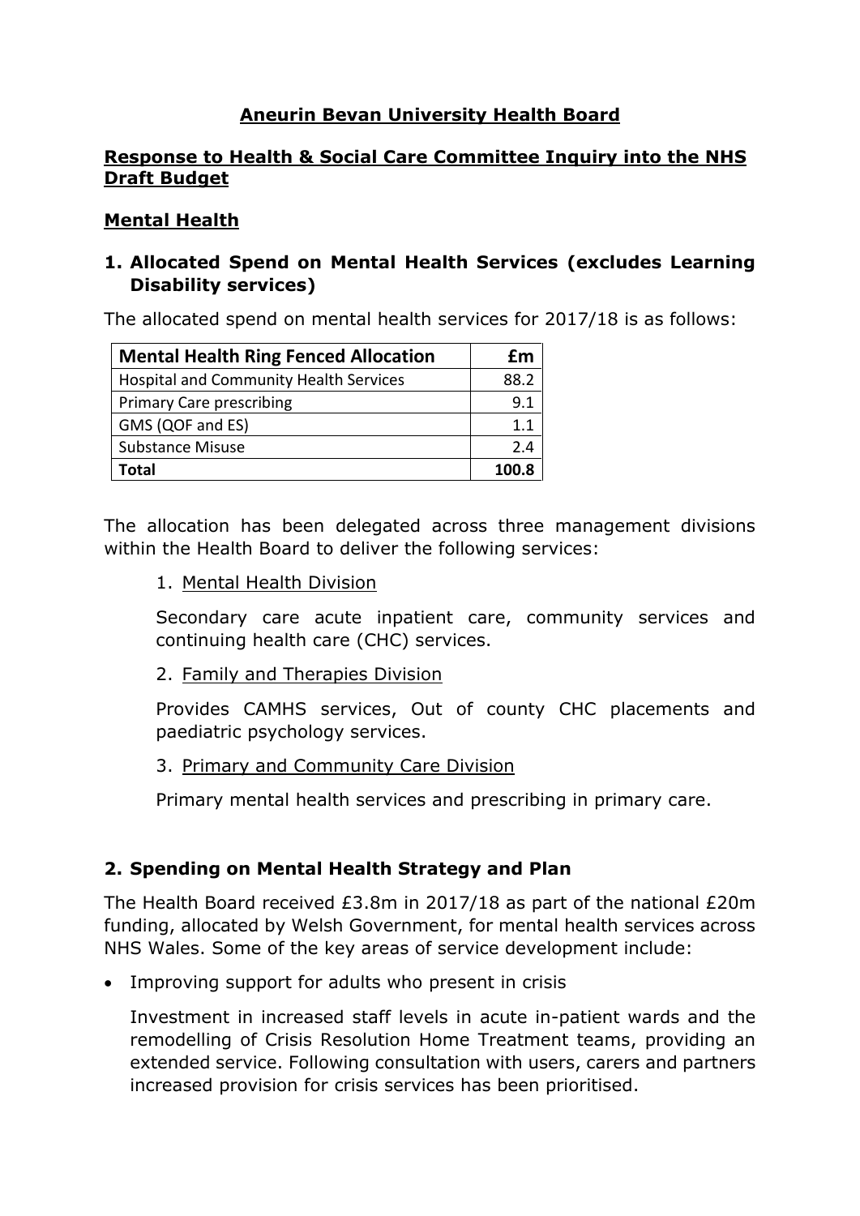# Aneurin Bevan University Health Board

## Response to Health & Social Care Committee Inquiry into the NHS Draft Budget

## Mental Health

### 1. Allocated Spend on Mental Health Services (excludes Learning Disability services)

The allocated spend on mental health services for 2017/18 is as follows:

| Mental Health Ring Fenced Allocation | £m |
|---|---|
| Hospital and Community Health Services | 88.2 |
| Primary Care prescribing | 9.1 |
| GMS (QOF and ES) | 1.1 |
| Substance Misuse | 2.4 |
| **Total** | **100.8** |

The allocation has been delegated across three management divisions within the Health Board to deliver the following services:

1. Mental Health Division

   Secondary care acute inpatient care, community services and continuing health care (CHC) services.

2. Family and Therapies Division

   Provides CAMHS services, Out of county CHC placements and paediatric psychology services.

3. Primary and Community Care Division

   Primary mental health services and prescribing in primary care.

### 2. Spending on Mental Health Strategy and Plan

The Health Board received £3.8m in 2017/18 as part of the national £20m funding, allocated by Welsh Government, for mental health services across NHS Wales. Some of the key areas of service development include:

- Improving support for adults who present in crisis

  Investment in increased staff levels in acute in-patient wards and the remodelling of Crisis Resolution Home Treatment teams, providing an extended service. Following consultation with users, carers and partners increased provision for crisis services has been prioritised.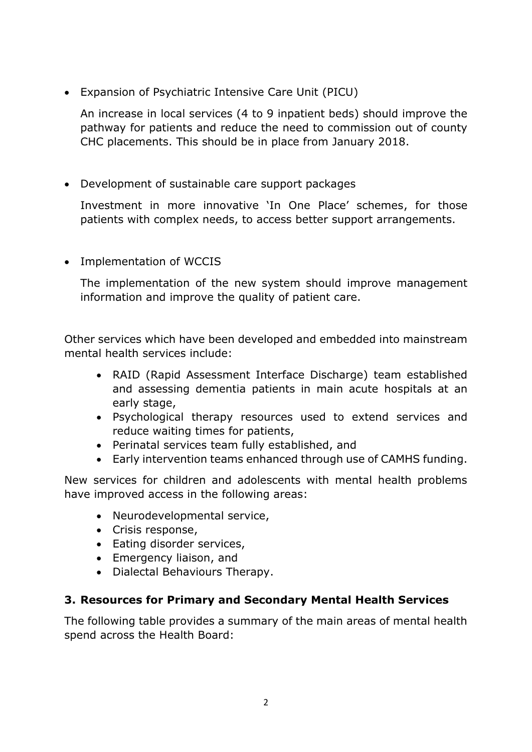- Expansion of Psychiatric Intensive Care Unit (PICU)

  An increase in local services (4 to 9 inpatient beds) should improve the pathway for patients and reduce the need to commission out of county CHC placements. This should be in place from January 2018.

- Development of sustainable care support packages

  Investment in more innovative 'In One Place' schemes, for those patients with complex needs, to access better support arrangements.

- Implementation of WCCIS

  The implementation of the new system should improve management information and improve the quality of patient care.

Other services which have been developed and embedded into mainstream mental health services include:

- RAID (Rapid Assessment Interface Discharge) team established and assessing dementia patients in main acute hospitals at an early stage,
- Psychological therapy resources used to extend services and reduce waiting times for patients,
- Perinatal services team fully established, and
- Early intervention teams enhanced through use of CAMHS funding.

New services for children and adolescents with mental health problems have improved access in the following areas:

- Neurodevelopmental service,
- Crisis response,
- Eating disorder services,
- Emergency liaison, and
- Dialectal Behaviours Therapy.

### 3. Resources for Primary and Secondary Mental Health Services

The following table provides a summary of the main areas of mental health spend across the Health Board: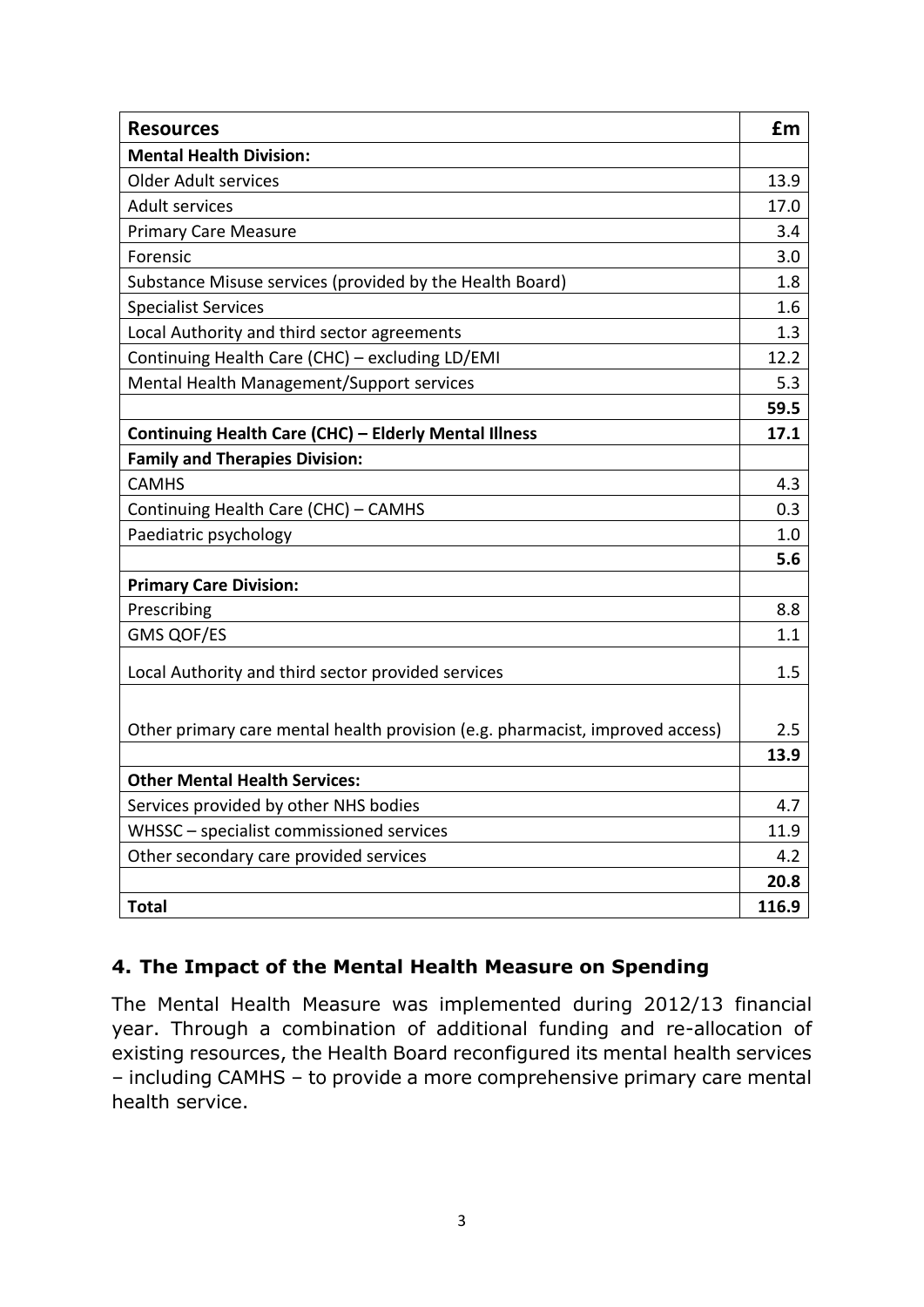| **Resources** | **£m** |
|---|---|
| **Mental Health Division:** | |
| Older Adult services | 13.9 |
| Adult services | 17.0 |
| Primary Care Measure | 3.4 |
| Forensic | 3.0 |
| Substance Misuse services (provided by the Health Board) | 1.8 |
| Specialist Services | 1.6 |
| Local Authority and third sector agreements | 1.3 |
| Continuing Health Care (CHC) – excluding LD/EMI | 12.2 |
| Mental Health Management/Support services | 5.3 |
| | **59.5** |
| **Continuing Health Care (CHC) – Elderly Mental Illness** | **17.1** |
| **Family and Therapies Division:** | |
| CAMHS | 4.3 |
| Continuing Health Care (CHC) – CAMHS | 0.3 |
| Paediatric psychology | 1.0 |
| | **5.6** |
| **Primary Care Division:** | |
| Prescribing | 8.8 |
| GMS QOF/ES | 1.1 |
| Local Authority and third sector provided services | 1.5 |
| Other primary care mental health provision (e.g. pharmacist, improved access) | 2.5 |
| | **13.9** |
| **Other Mental Health Services:** | |
| Services provided by other NHS bodies | 4.7 |
| WHSSC – specialist commissioned services | 11.9 |
| Other secondary care provided services | 4.2 |
| | **20.8** |
| **Total** | **116.9** |

## 4. The Impact of the Mental Health Measure on Spending

The Mental Health Measure was implemented during 2012/13 financial year. Through a combination of additional funding and re-allocation of existing resources, the Health Board reconfigured its mental health services – including CAMHS – to provide a more comprehensive primary care mental health service.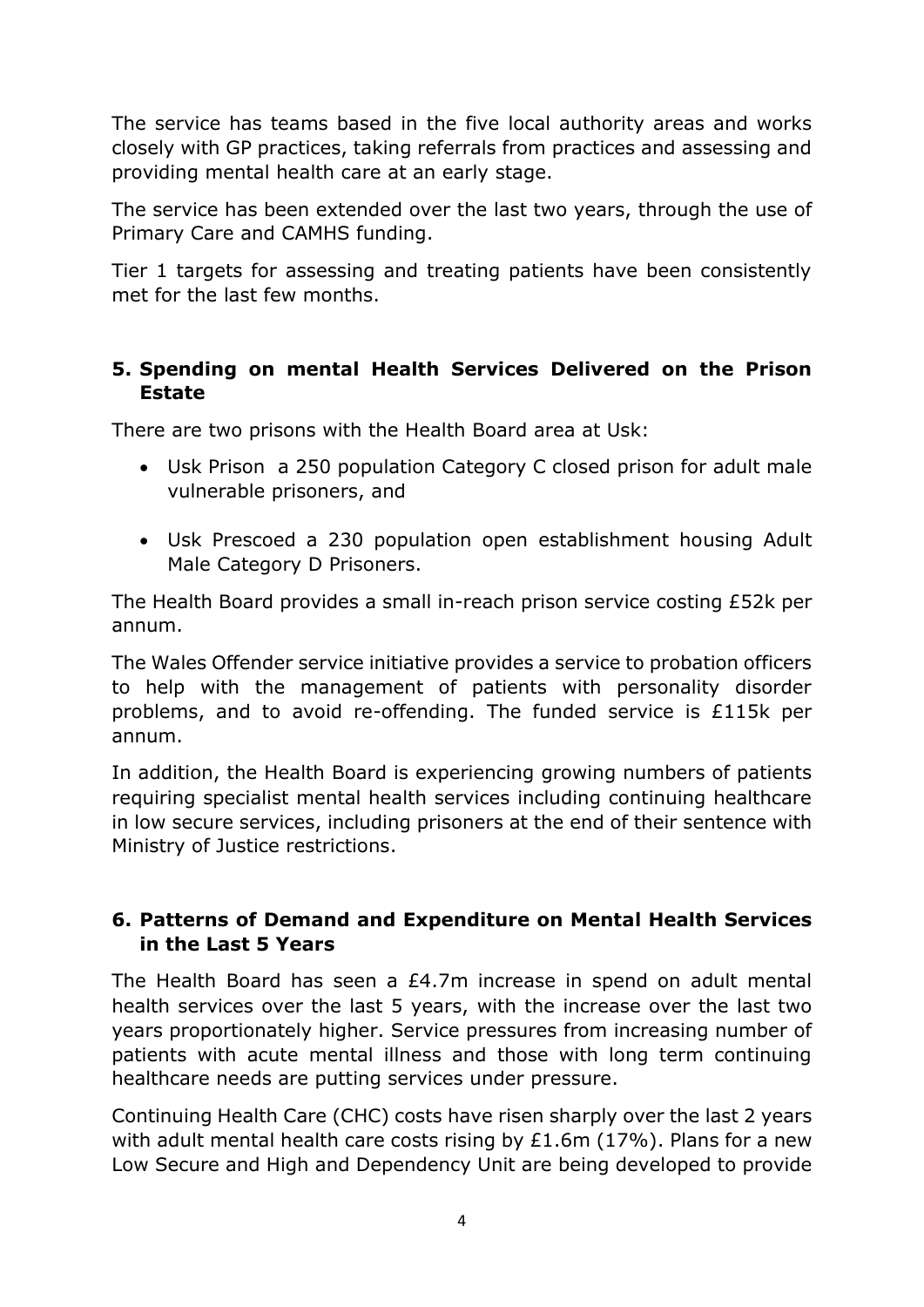The service has teams based in the five local authority areas and works closely with GP practices, taking referrals from practices and assessing and providing mental health care at an early stage.

The service has been extended over the last two years, through the use of Primary Care and CAMHS funding.

Tier 1 targets for assessing and treating patients have been consistently met for the last few months.

## 5. Spending on mental Health Services Delivered on the Prison Estate

There are two prisons with the Health Board area at Usk:

- Usk Prison a 250 population Category C closed prison for adult male vulnerable prisoners, and
- Usk Prescoed a 230 population open establishment housing Adult Male Category D Prisoners.

The Health Board provides a small in-reach prison service costing £52k per annum.

The Wales Offender service initiative provides a service to probation officers to help with the management of patients with personality disorder problems, and to avoid re-offending. The funded service is £115k per annum.

In addition, the Health Board is experiencing growing numbers of patients requiring specialist mental health services including continuing healthcare in low secure services, including prisoners at the end of their sentence with Ministry of Justice restrictions.

## 6. Patterns of Demand and Expenditure on Mental Health Services in the Last 5 Years

The Health Board has seen a £4.7m increase in spend on adult mental health services over the last 5 years, with the increase over the last two years proportionately higher. Service pressures from increasing number of patients with acute mental illness and those with long term continuing healthcare needs are putting services under pressure.

Continuing Health Care (CHC) costs have risen sharply over the last 2 years with adult mental health care costs rising by £1.6m (17%). Plans for a new Low Secure and High and Dependency Unit are being developed to provide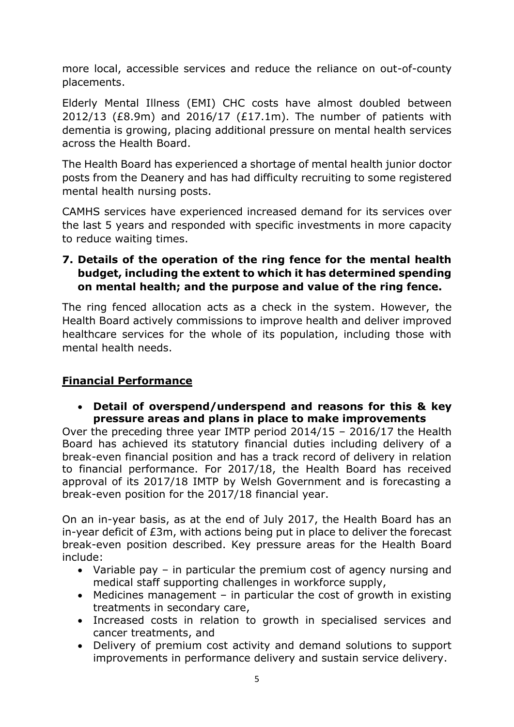more local, accessible services and reduce the reliance on out-of-county placements.

Elderly Mental Illness (EMI) CHC costs have almost doubled between 2012/13 (£8.9m) and 2016/17 (£17.1m). The number of patients with dementia is growing, placing additional pressure on mental health services across the Health Board.

The Health Board has experienced a shortage of mental health junior doctor posts from the Deanery and has had difficulty recruiting to some registered mental health nursing posts.

CAMHS services have experienced increased demand for its services over the last 5 years and responded with specific investments in more capacity to reduce waiting times.

**7. Details of the operation of the ring fence for the mental health budget, including the extent to which it has determined spending on mental health; and the purpose and value of the ring fence.**

The ring fenced allocation acts as a check in the system. However, the Health Board actively commissions to improve health and deliver improved healthcare services for the whole of its population, including those with mental health needs.

## <u>Financial Performance</u>

- **Detail of overspend/underspend and reasons for this & key pressure areas and plans in place to make improvements**

Over the preceding three year IMTP period 2014/15 – 2016/17 the Health Board has achieved its statutory financial duties including delivery of a break-even financial position and has a track record of delivery in relation to financial performance. For 2017/18, the Health Board has received approval of its 2017/18 IMTP by Welsh Government and is forecasting a break-even position for the 2017/18 financial year.

On an in-year basis, as at the end of July 2017, the Health Board has an in-year deficit of £3m, with actions being put in place to deliver the forecast break-even position described. Key pressure areas for the Health Board include:

- Variable pay – in particular the premium cost of agency nursing and medical staff supporting challenges in workforce supply,
- Medicines management – in particular the cost of growth in existing treatments in secondary care,
- Increased costs in relation to growth in specialised services and cancer treatments, and
- Delivery of premium cost activity and demand solutions to support improvements in performance delivery and sustain service delivery.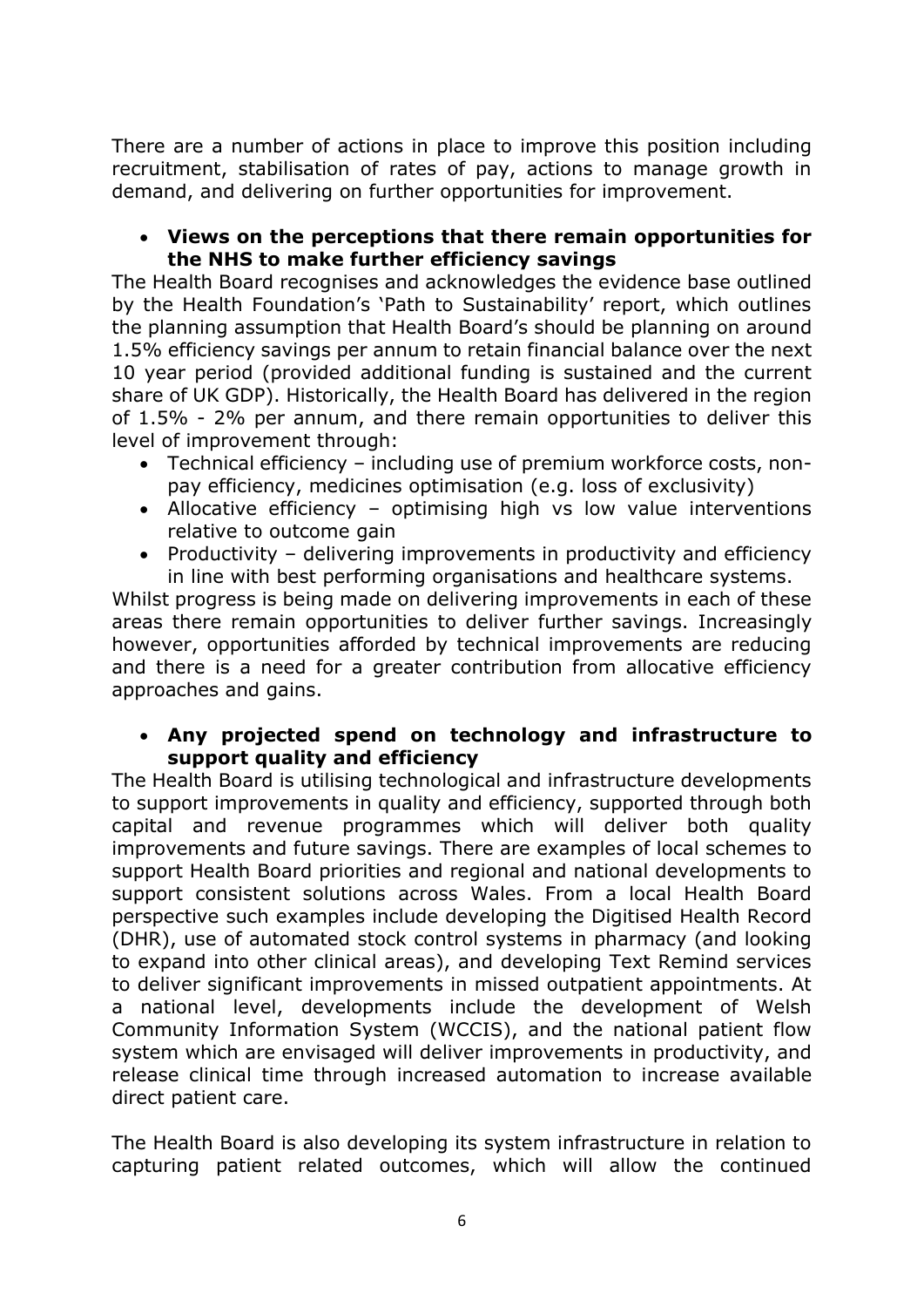There are a number of actions in place to improve this position including recruitment, stabilisation of rates of pay, actions to manage growth in demand, and delivering on further opportunities for improvement.

- **Views on the perceptions that there remain opportunities for the NHS to make further efficiency savings**

The Health Board recognises and acknowledges the evidence base outlined by the Health Foundation's 'Path to Sustainability' report, which outlines the planning assumption that Health Board's should be planning on around 1.5% efficiency savings per annum to retain financial balance over the next 10 year period (provided additional funding is sustained and the current share of UK GDP). Historically, the Health Board has delivered in the region of 1.5% - 2% per annum, and there remain opportunities to deliver this level of improvement through:

- Technical efficiency – including use of premium workforce costs, non-pay efficiency, medicines optimisation (e.g. loss of exclusivity)
- Allocative efficiency – optimising high vs low value interventions relative to outcome gain
- Productivity – delivering improvements in productivity and efficiency in line with best performing organisations and healthcare systems.

Whilst progress is being made on delivering improvements in each of these areas there remain opportunities to deliver further savings. Increasingly however, opportunities afforded by technical improvements are reducing and there is a need for a greater contribution from allocative efficiency approaches and gains.

- **Any projected spend on technology and infrastructure to support quality and efficiency**

The Health Board is utilising technological and infrastructure developments to support improvements in quality and efficiency, supported through both capital and revenue programmes which will deliver both quality improvements and future savings. There are examples of local schemes to support Health Board priorities and regional and national developments to support consistent solutions across Wales. From a local Health Board perspective such examples include developing the Digitised Health Record (DHR), use of automated stock control systems in pharmacy (and looking to expand into other clinical areas), and developing Text Remind services to deliver significant improvements in missed outpatient appointments. At a national level, developments include the development of Welsh Community Information System (WCCIS), and the national patient flow system which are envisaged will deliver improvements in productivity, and release clinical time through increased automation to increase available direct patient care.

The Health Board is also developing its system infrastructure in relation to capturing patient related outcomes, which will allow the continued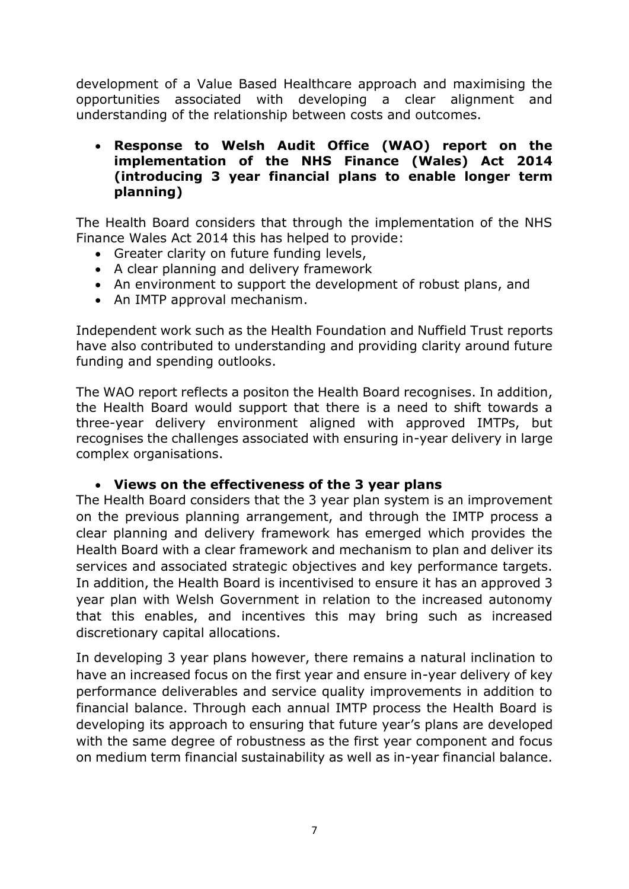development of a Value Based Healthcare approach and maximising the opportunities associated with developing a clear alignment and understanding of the relationship between costs and outcomes.

- **Response to Welsh Audit Office (WAO) report on the implementation of the NHS Finance (Wales) Act 2014 (introducing 3 year financial plans to enable longer term planning)**

The Health Board considers that through the implementation of the NHS Finance Wales Act 2014 this has helped to provide:

- Greater clarity on future funding levels,
- A clear planning and delivery framework
- An environment to support the development of robust plans, and
- An IMTP approval mechanism.

Independent work such as the Health Foundation and Nuffield Trust reports have also contributed to understanding and providing clarity around future funding and spending outlooks.

The WAO report reflects a positon the Health Board recognises. In addition, the Health Board would support that there is a need to shift towards a three-year delivery environment aligned with approved IMTPs, but recognises the challenges associated with ensuring in-year delivery in large complex organisations.

- **Views on the effectiveness of the 3 year plans**

The Health Board considers that the 3 year plan system is an improvement on the previous planning arrangement, and through the IMTP process a clear planning and delivery framework has emerged which provides the Health Board with a clear framework and mechanism to plan and deliver its services and associated strategic objectives and key performance targets. In addition, the Health Board is incentivised to ensure it has an approved 3 year plan with Welsh Government in relation to the increased autonomy that this enables, and incentives this may bring such as increased discretionary capital allocations.

In developing 3 year plans however, there remains a natural inclination to have an increased focus on the first year and ensure in-year delivery of key performance deliverables and service quality improvements in addition to financial balance. Through each annual IMTP process the Health Board is developing its approach to ensuring that future year's plans are developed with the same degree of robustness as the first year component and focus on medium term financial sustainability as well as in-year financial balance.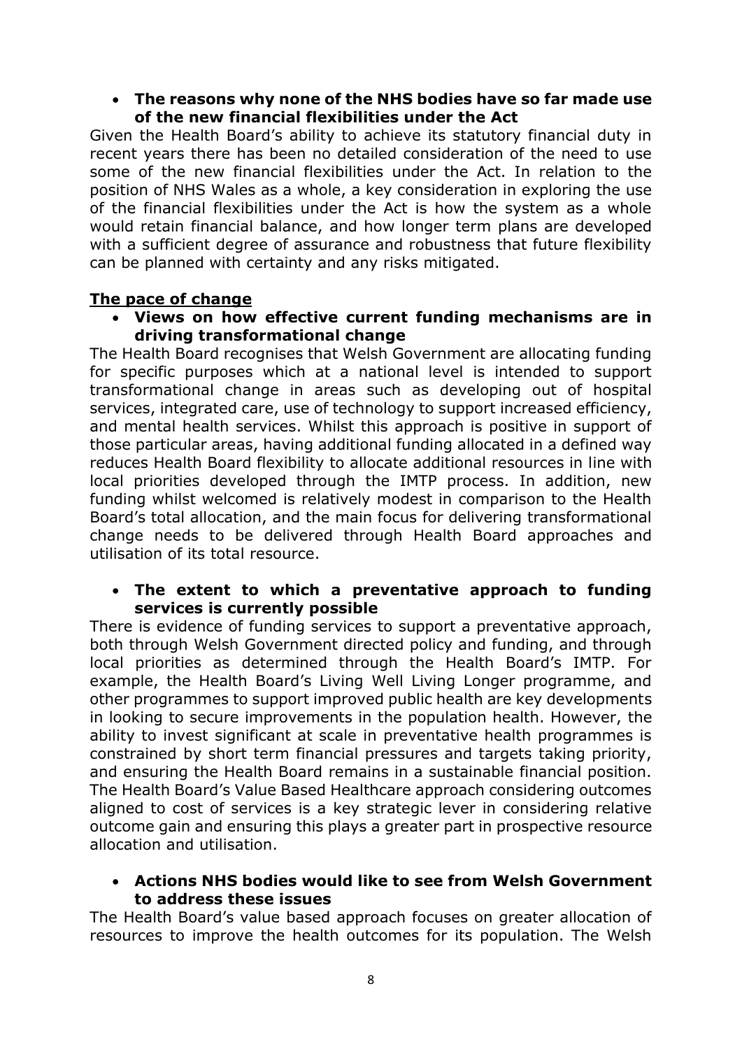- **The reasons why none of the NHS bodies have so far made use of the new financial flexibilities under the Act**

Given the Health Board's ability to achieve its statutory financial duty in recent years there has been no detailed consideration of the need to use some of the new financial flexibilities under the Act. In relation to the position of NHS Wales as a whole, a key consideration in exploring the use of the financial flexibilities under the Act is how the system as a whole would retain financial balance, and how longer term plans are developed with a sufficient degree of assurance and robustness that future flexibility can be planned with certainty and any risks mitigated.

**The pace of change**

- **Views on how effective current funding mechanisms are in driving transformational change**

The Health Board recognises that Welsh Government are allocating funding for specific purposes which at a national level is intended to support transformational change in areas such as developing out of hospital services, integrated care, use of technology to support increased efficiency, and mental health services. Whilst this approach is positive in support of those particular areas, having additional funding allocated in a defined way reduces Health Board flexibility to allocate additional resources in line with local priorities developed through the IMTP process. In addition, new funding whilst welcomed is relatively modest in comparison to the Health Board's total allocation, and the main focus for delivering transformational change needs to be delivered through Health Board approaches and utilisation of its total resource.

- **The extent to which a preventative approach to funding services is currently possible**

There is evidence of funding services to support a preventative approach, both through Welsh Government directed policy and funding, and through local priorities as determined through the Health Board's IMTP. For example, the Health Board's Living Well Living Longer programme, and other programmes to support improved public health are key developments in looking to secure improvements in the population health. However, the ability to invest significant at scale in preventative health programmes is constrained by short term financial pressures and targets taking priority, and ensuring the Health Board remains in a sustainable financial position. The Health Board's Value Based Healthcare approach considering outcomes aligned to cost of services is a key strategic lever in considering relative outcome gain and ensuring this plays a greater part in prospective resource allocation and utilisation.

- **Actions NHS bodies would like to see from Welsh Government to address these issues**

The Health Board's value based approach focuses on greater allocation of resources to improve the health outcomes for its population. The Welsh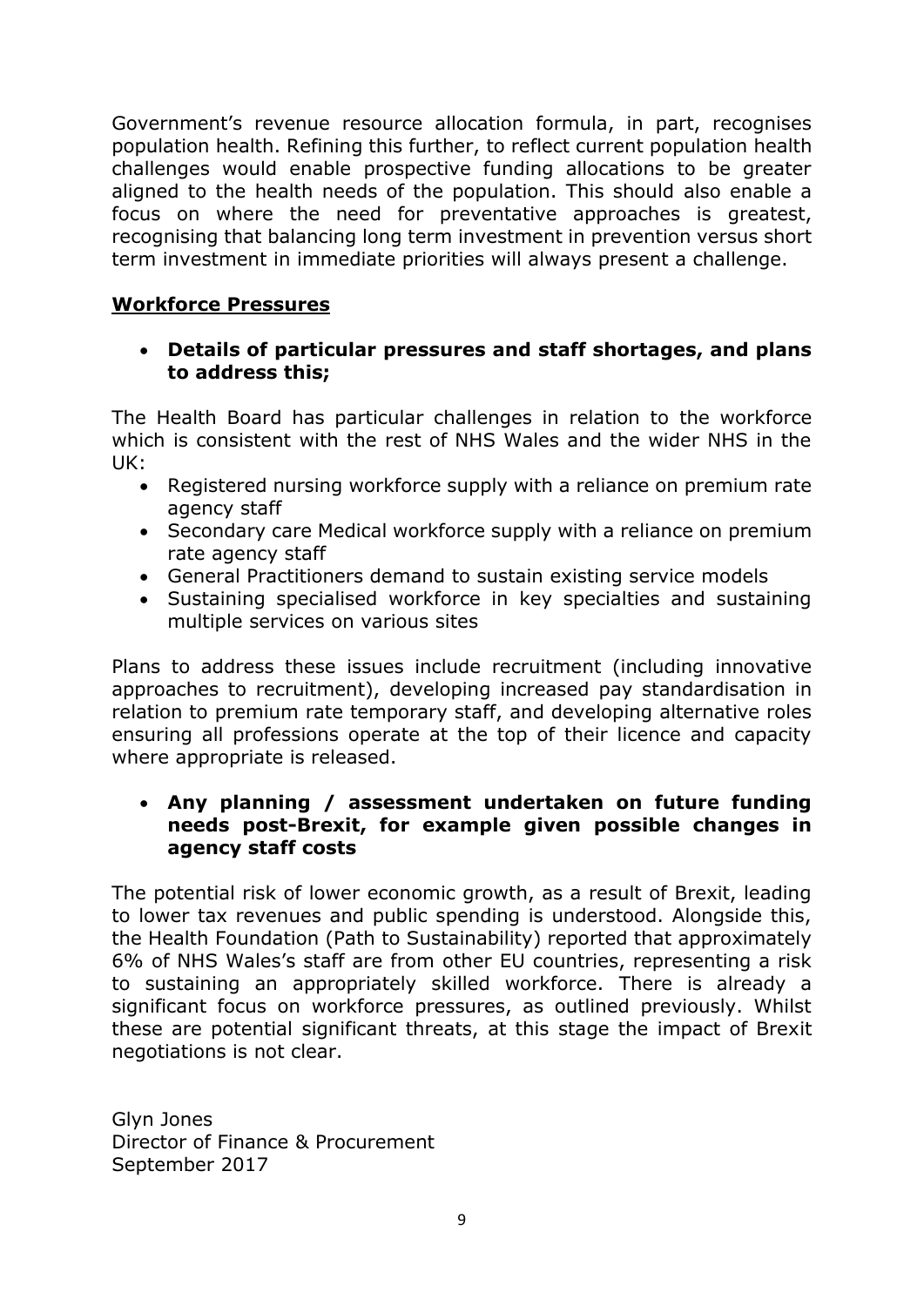Government's revenue resource allocation formula, in part, recognises population health. Refining this further, to reflect current population health challenges would enable prospective funding allocations to be greater aligned to the health needs of the population. This should also enable a focus on where the need for preventative approaches is greatest, recognising that balancing long term investment in prevention versus short term investment in immediate priorities will always present a challenge.

## Workforce Pressures

- **Details of particular pressures and staff shortages, and plans to address this;**

The Health Board has particular challenges in relation to the workforce which is consistent with the rest of NHS Wales and the wider NHS in the UK:

- Registered nursing workforce supply with a reliance on premium rate agency staff
- Secondary care Medical workforce supply with a reliance on premium rate agency staff
- General Practitioners demand to sustain existing service models
- Sustaining specialised workforce in key specialties and sustaining multiple services on various sites

Plans to address these issues include recruitment (including innovative approaches to recruitment), developing increased pay standardisation in relation to premium rate temporary staff, and developing alternative roles ensuring all professions operate at the top of their licence and capacity where appropriate is released.

- **Any planning / assessment undertaken on future funding needs post-Brexit, for example given possible changes in agency staff costs**

The potential risk of lower economic growth, as a result of Brexit, leading to lower tax revenues and public spending is understood. Alongside this, the Health Foundation (Path to Sustainability) reported that approximately 6% of NHS Wales's staff are from other EU countries, representing a risk to sustaining an appropriately skilled workforce. There is already a significant focus on workforce pressures, as outlined previously. Whilst these are potential significant threats, at this stage the impact of Brexit negotiations is not clear.

Glyn Jones
Director of Finance & Procurement
September 2017